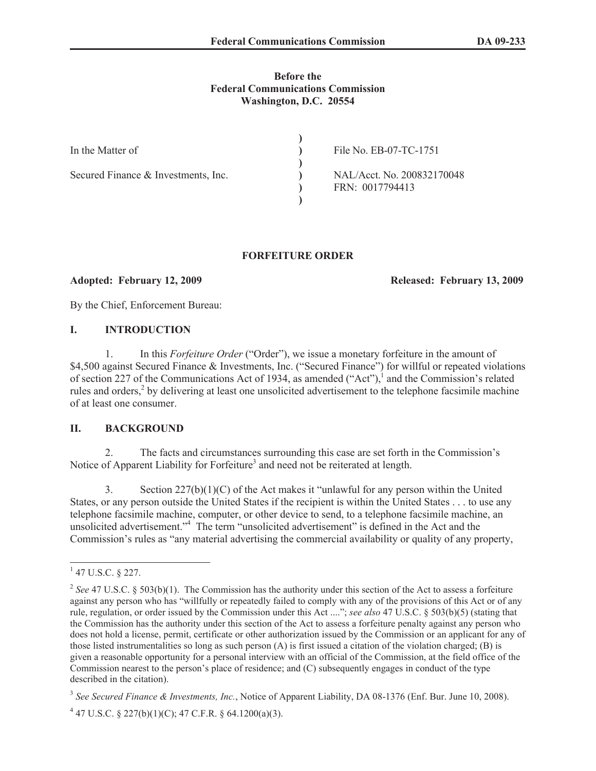**Before the**
**Federal Communications Commission**
**Washington, D.C. 20554**

| | | |
|---|---|---|
| In the Matter of | ) | File No. EB-07-TC-1751 |
| | ) | |
| Secured Finance & Investments, Inc. | ) | NAL/Acct. No. 200832170048 |
| | ) | FRN: 0017794413 |

**FORFEITURE ORDER**

**Adopted: February 12, 2009** **Released: February 13, 2009**

By the Chief, Enforcement Bureau:

## I. INTRODUCTION

1. In this *Forfeiture Order* ("Order"), we issue a monetary forfeiture in the amount of $4,500 against Secured Finance & Investments, Inc. ("Secured Finance") for willful or repeated violations of section 227 of the Communications Act of 1934, as amended ("Act"),[1] and the Commission's related rules and orders,[2] by delivering at least one unsolicited advertisement to the telephone facsimile machine of at least one consumer.

## II. BACKGROUND

2. The facts and circumstances surrounding this case are set forth in the Commission's Notice of Apparent Liability for Forfeiture[3] and need not be reiterated at length.

3. Section 227(b)(1)(C) of the Act makes it "unlawful for any person within the United States, or any person outside the United States if the recipient is within the United States . . . to use any telephone facsimile machine, computer, or other device to send, to a telephone facsimile machine, an unsolicited advertisement."[4] The term "unsolicited advertisement" is defined in the Act and the Commission's rules as "any material advertising the commercial availability or quality of any property,

---

[1] 47 U.S.C. § 227.

[2] *See* 47 U.S.C. § 503(b)(1). The Commission has the authority under this section of the Act to assess a forfeiture against any person who has "willfully or repeatedly failed to comply with any of the provisions of this Act or of any rule, regulation, or order issued by the Commission under this Act ...."; *see also* 47 U.S.C. § 503(b)(5) (stating that the Commission has the authority under this section of the Act to assess a forfeiture penalty against any person who does not hold a license, permit, certificate or other authorization issued by the Commission or an applicant for any of those listed instrumentalities so long as such person (A) is first issued a citation of the violation charged; (B) is given a reasonable opportunity for a personal interview with an official of the Commission, at the field office of the Commission nearest to the person's place of residence; and (C) subsequently engages in conduct of the type described in the citation).

[3] *See Secured Finance & Investments, Inc.*, Notice of Apparent Liability, DA 08-1376 (Enf. Bur. June 10, 2008).

[4] 47 U.S.C. § 227(b)(1)(C); 47 C.F.R. § 64.1200(a)(3).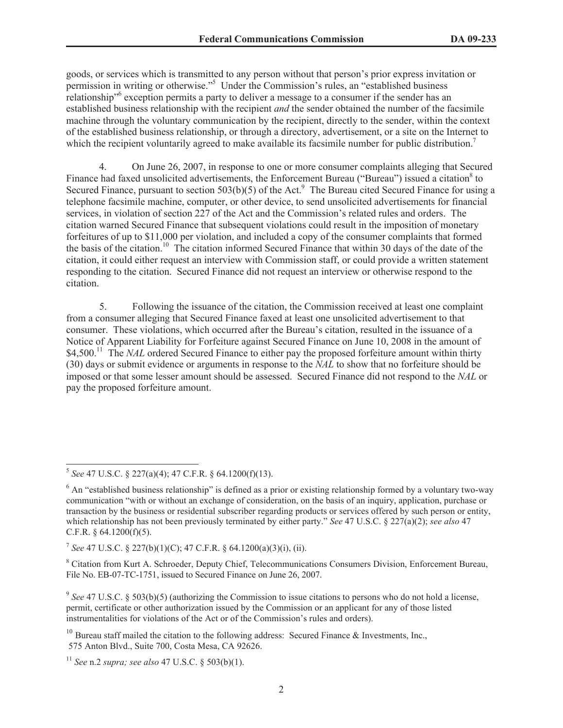goods, or services which is transmitted to any person without that person's prior express invitation or permission in writing or otherwise."[5] Under the Commission's rules, an "established business relationship"[6] exception permits a party to deliver a message to a consumer if the sender has an established business relationship with the recipient *and* the sender obtained the number of the facsimile machine through the voluntary communication by the recipient, directly to the sender, within the context of the established business relationship, or through a directory, advertisement, or a site on the Internet to which the recipient voluntarily agreed to make available its facsimile number for public distribution.[7]

4. On June 26, 2007, in response to one or more consumer complaints alleging that Secured Finance had faxed unsolicited advertisements, the Enforcement Bureau ("Bureau") issued a citation[8] to Secured Finance, pursuant to section 503(b)(5) of the Act.[9] The Bureau cited Secured Finance for using a telephone facsimile machine, computer, or other device, to send unsolicited advertisements for financial services, in violation of section 227 of the Act and the Commission's related rules and orders. The citation warned Secured Finance that subsequent violations could result in the imposition of monetary forfeitures of up to $11,000 per violation, and included a copy of the consumer complaints that formed the basis of the citation.[10] The citation informed Secured Finance that within 30 days of the date of the citation, it could either request an interview with Commission staff, or could provide a written statement responding to the citation. Secured Finance did not request an interview or otherwise respond to the citation.

5. Following the issuance of the citation, the Commission received at least one complaint from a consumer alleging that Secured Finance faxed at least one unsolicited advertisement to that consumer. These violations, which occurred after the Bureau's citation, resulted in the issuance of a Notice of Apparent Liability for Forfeiture against Secured Finance on June 10, 2008 in the amount of $4,500.[11] The *NAL* ordered Secured Finance to either pay the proposed forfeiture amount within thirty (30) days or submit evidence or arguments in response to the *NAL* to show that no forfeiture should be imposed or that some lesser amount should be assessed. Secured Finance did not respond to the *NAL* or pay the proposed forfeiture amount.

---

[5] *See* 47 U.S.C. § 227(a)(4); 47 C.F.R. § 64.1200(f)(13).

[6] An "established business relationship" is defined as a prior or existing relationship formed by a voluntary two-way communication "with or without an exchange of consideration, on the basis of an inquiry, application, purchase or transaction by the business or residential subscriber regarding products or services offered by such person or entity, which relationship has not been previously terminated by either party." *See* 47 U.S.C. § 227(a)(2); *see also* 47 C.F.R. § 64.1200(f)(5).

[7] *See* 47 U.S.C. § 227(b)(1)(C); 47 C.F.R. § 64.1200(a)(3)(i), (ii).

[8] Citation from Kurt A. Schroeder, Deputy Chief, Telecommunications Consumers Division, Enforcement Bureau, File No. EB-07-TC-1751, issued to Secured Finance on June 26, 2007.

[9] *See* 47 U.S.C. § 503(b)(5) (authorizing the Commission to issue citations to persons who do not hold a license, permit, certificate or other authorization issued by the Commission or an applicant for any of those listed instrumentalities for violations of the Act or of the Commission's rules and orders).

[10] Bureau staff mailed the citation to the following address: Secured Finance & Investments, Inc., 575 Anton Blvd., Suite 700, Costa Mesa, CA 92626.

[11] *See* n.2 *supra; see also* 47 U.S.C. § 503(b)(1).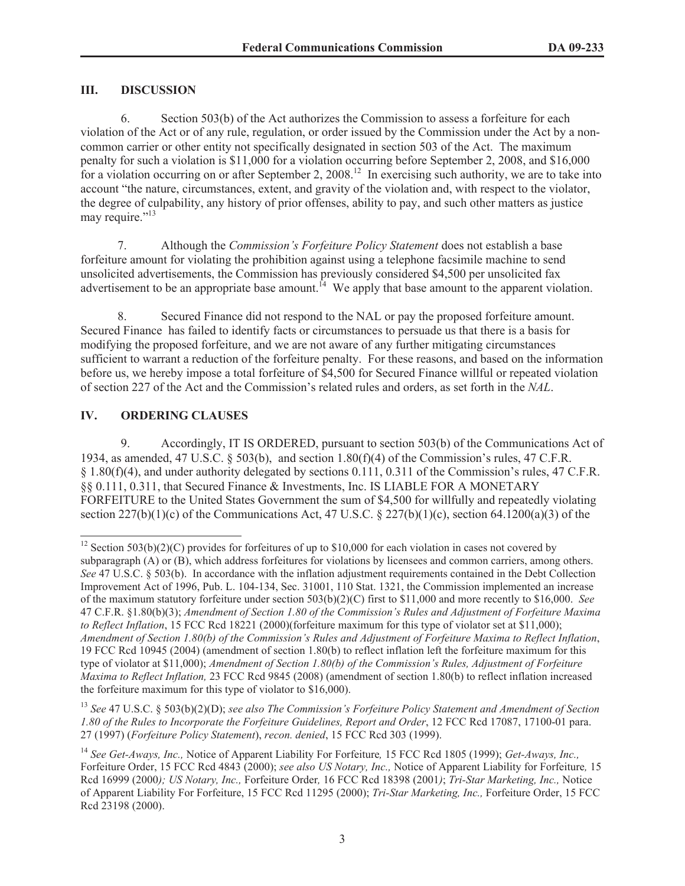## III. DISCUSSION

6. Section 503(b) of the Act authorizes the Commission to assess a forfeiture for each violation of the Act or of any rule, regulation, or order issued by the Commission under the Act by a non-common carrier or other entity not specifically designated in section 503 of the Act. The maximum penalty for such a violation is $11,000 for a violation occurring before September 2, 2008, and $16,000 for a violation occurring on or after September 2, 2008.[12] In exercising such authority, we are to take into account "the nature, circumstances, extent, and gravity of the violation and, with respect to the violator, the degree of culpability, any history of prior offenses, ability to pay, and such other matters as justice may require."[13]

7. Although the *Commission's Forfeiture Policy Statement* does not establish a base forfeiture amount for violating the prohibition against using a telephone facsimile machine to send unsolicited advertisements, the Commission has previously considered $4,500 per unsolicited fax advertisement to be an appropriate base amount.[14] We apply that base amount to the apparent violation.

8. Secured Finance did not respond to the NAL or pay the proposed forfeiture amount. Secured Finance has failed to identify facts or circumstances to persuade us that there is a basis for modifying the proposed forfeiture, and we are not aware of any further mitigating circumstances sufficient to warrant a reduction of the forfeiture penalty. For these reasons, and based on the information before us, we hereby impose a total forfeiture of $4,500 for Secured Finance willful or repeated violation of section 227 of the Act and the Commission's related rules and orders, as set forth in the *NAL*.

## IV. ORDERING CLAUSES

9. Accordingly, IT IS ORDERED, pursuant to section 503(b) of the Communications Act of 1934, as amended, 47 U.S.C. § 503(b), and section 1.80(f)(4) of the Commission's rules, 47 C.F.R. § 1.80(f)(4), and under authority delegated by sections 0.111, 0.311 of the Commission's rules, 47 C.F.R. §§ 0.111, 0.311, that Secured Finance & Investments, Inc. IS LIABLE FOR A MONETARY FORFEITURE to the United States Government the sum of $4,500 for willfully and repeatedly violating section 227(b)(1)(c) of the Communications Act, 47 U.S.C. § 227(b)(1)(c), section 64.1200(a)(3) of the

---

[12] Section 503(b)(2)(C) provides for forfeitures of up to $10,000 for each violation in cases not covered by subparagraph (A) or (B), which address forfeitures for violations by licensees and common carriers, among others. *See* 47 U.S.C. § 503(b). In accordance with the inflation adjustment requirements contained in the Debt Collection Improvement Act of 1996, Pub. L. 104-134, Sec. 31001, 110 Stat. 1321, the Commission implemented an increase of the maximum statutory forfeiture under section 503(b)(2)(C) first to $11,000 and more recently to $16,000. *See* 47 C.F.R. §1.80(b)(3); *Amendment of Section 1.80 of the Commission's Rules and Adjustment of Forfeiture Maxima to Reflect Inflation*, 15 FCC Rcd 18221 (2000)(forfeiture maximum for this type of violator set at $11,000); *Amendment of Section 1.80(b) of the Commission's Rules and Adjustment of Forfeiture Maxima to Reflect Inflation*, 19 FCC Rcd 10945 (2004) (amendment of section 1.80(b) to reflect inflation left the forfeiture maximum for this type of violator at $11,000); *Amendment of Section 1.80(b) of the Commission's Rules, Adjustment of Forfeiture Maxima to Reflect Inflation,* 23 FCC Rcd 9845 (2008) (amendment of section 1.80(b) to reflect inflation increased the forfeiture maximum for this type of violator to $16,000).

[13] *See* 47 U.S.C. § 503(b)(2)(D); *see also The Commission's Forfeiture Policy Statement and Amendment of Section 1.80 of the Rules to Incorporate the Forfeiture Guidelines, Report and Order*, 12 FCC Rcd 17087, 17100-01 para. 27 (1997) (*Forfeiture Policy Statement*), *recon. denied*, 15 FCC Rcd 303 (1999).

[14] *See Get-Aways, Inc.,* Notice of Apparent Liability For Forfeiture*,* 15 FCC Rcd 1805 (1999); *Get-Aways, Inc.,* Forfeiture Order, 15 FCC Rcd 4843 (2000); *see also US Notary, Inc.,* Notice of Apparent Liability for Forfeiture*,* 15 Rcd 16999 (2000*); US Notary, Inc.,* Forfeiture Order*,* 16 FCC Rcd 18398 (2001*)*; *Tri-Star Marketing, Inc.,* Notice of Apparent Liability For Forfeiture, 15 FCC Rcd 11295 (2000); *Tri-Star Marketing, Inc.,* Forfeiture Order, 15 FCC Rcd 23198 (2000).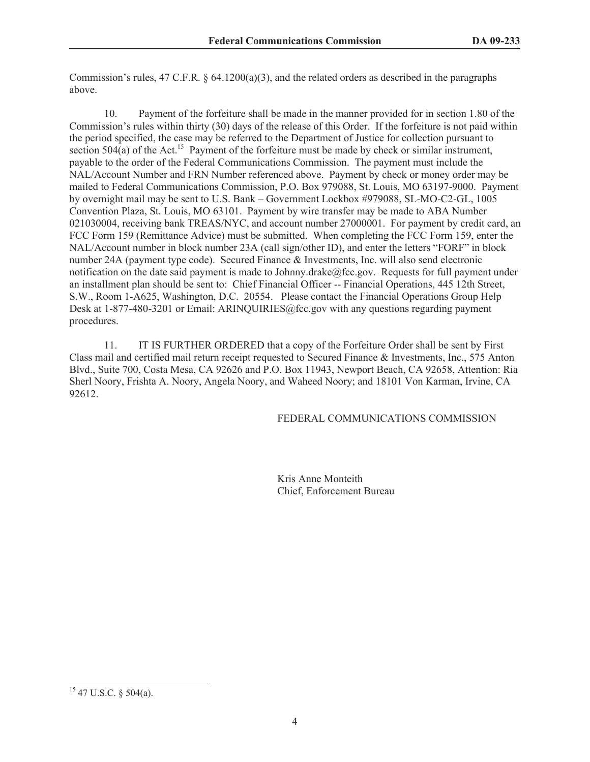Commission's rules, 47 C.F.R. § 64.1200(a)(3), and the related orders as described in the paragraphs above.

10. Payment of the forfeiture shall be made in the manner provided for in section 1.80 of the Commission's rules within thirty (30) days of the release of this Order. If the forfeiture is not paid within the period specified, the case may be referred to the Department of Justice for collection pursuant to section 504(a) of the Act.[15] Payment of the forfeiture must be made by check or similar instrument, payable to the order of the Federal Communications Commission. The payment must include the NAL/Account Number and FRN Number referenced above. Payment by check or money order may be mailed to Federal Communications Commission, P.O. Box 979088, St. Louis, MO 63197-9000. Payment by overnight mail may be sent to U.S. Bank – Government Lockbox #979088, SL-MO-C2-GL, 1005 Convention Plaza, St. Louis, MO 63101. Payment by wire transfer may be made to ABA Number 021030004, receiving bank TREAS/NYC, and account number 27000001. For payment by credit card, an FCC Form 159 (Remittance Advice) must be submitted. When completing the FCC Form 159, enter the NAL/Account number in block number 23A (call sign/other ID), and enter the letters "FORF" in block number 24A (payment type code). Secured Finance & Investments, Inc. will also send electronic notification on the date said payment is made to Johnny.drake@fcc.gov. Requests for full payment under an installment plan should be sent to: Chief Financial Officer -- Financial Operations, 445 12th Street, S.W., Room 1-A625, Washington, D.C. 20554. Please contact the Financial Operations Group Help Desk at 1-877-480-3201 or Email: ARINQUIRIES@fcc.gov with any questions regarding payment procedures.

11. IT IS FURTHER ORDERED that a copy of the Forfeiture Order shall be sent by First Class mail and certified mail return receipt requested to Secured Finance & Investments, Inc., 575 Anton Blvd., Suite 700, Costa Mesa, CA 92626 and P.O. Box 11943, Newport Beach, CA 92658, Attention: Ria Sherl Noory, Frishta A. Noory, Angela Noory, and Waheed Noory; and 18101 Von Karman, Irvine, CA 92612.

FEDERAL COMMUNICATIONS COMMISSION

Kris Anne Monteith
Chief, Enforcement Bureau

---

[15] 47 U.S.C. § 504(a).